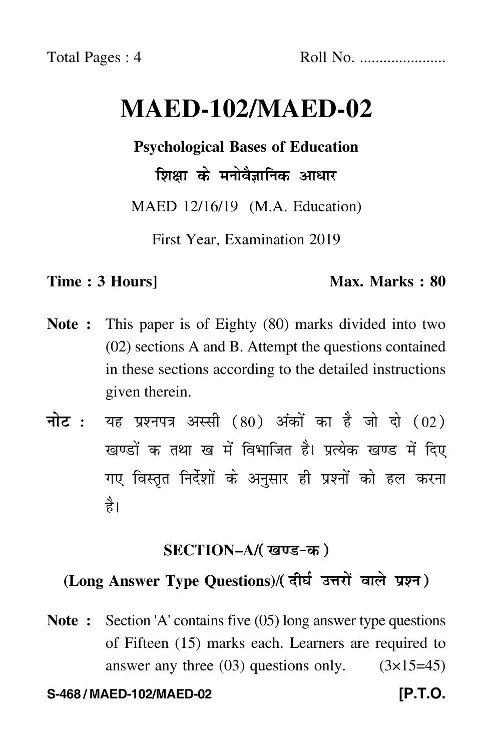Total Pages : 4 Roll No. ......................

# MAED-102/MAED-02

**Psychological Bases of Education**

**शिक्षा के मनोवैज्ञानिक आधार**

MAED 12/16/19 (M.A. Education)

First Year, Examination 2019

**Time : 3 Hours]** **Max. Marks : 80**

**Note :** This paper is of Eighty (80) marks divided into two (02) sections A and B. Attempt the questions contained in these sections according to the detailed instructions given therein.

**नोट :** यह प्रश्नपत्र अस्सी (80) अंकों का है जो दो (02) खण्डों क तथा ख में विभाजित है। प्रत्येक खण्ड में दिए गए विस्तृत निर्देशों के अनुसार ही प्रश्नों को हल करना है।

## SECTION–A/(खण्ड-क)

### (Long Answer Type Questions)/(दीर्घ उत्तरों वाले प्रश्न)

**Note :** Section 'A' contains five (05) long answer type questions of Fifteen (15) marks each. Learners are required to answer any three (03) questions only. (3×15=45)

**S-468 / MAED-102/MAED-02** **[P.T.O.**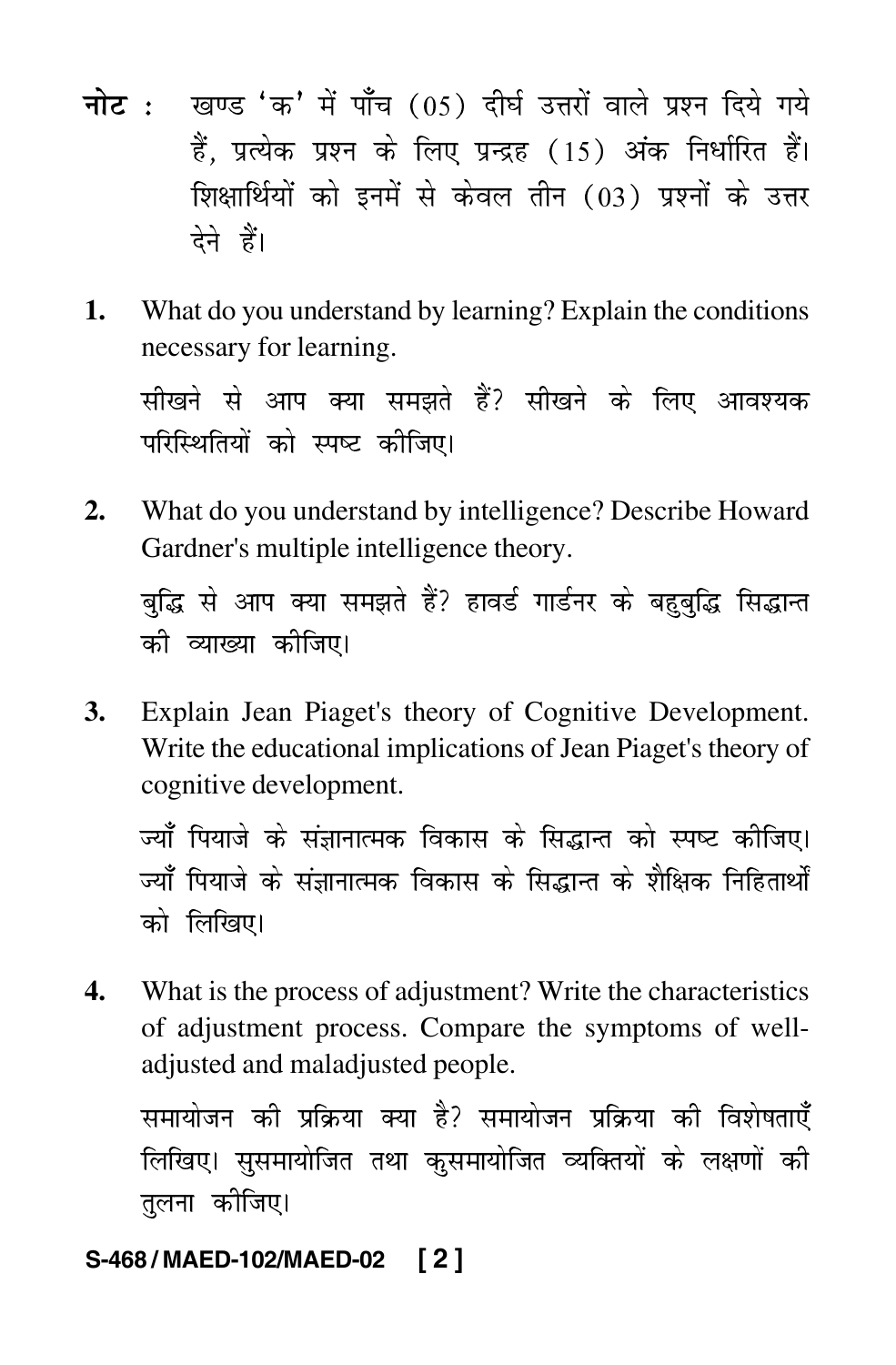**नोट :** खण्ड 'क' में पाँच (05) दीर्घ उत्तरों वाले प्रश्न दिये गये हैं, प्रत्येक प्रश्न के लिए पन्द्रह (15) अंक निर्धारित हैं। शिक्षार्थियों को इनमें से केवल तीन (03) प्रश्नों के उत्तर देने हैं।

**1.** What do you understand by learning? Explain the conditions necessary for learning.

सीखने से आप क्या समझते हैं? सीखने के लिए आवश्यक परिस्थितियों को स्पष्ट कीजिए।

**2.** What do you understand by intelligence? Describe Howard Gardner's multiple intelligence theory.

बुद्धि से आप क्या समझते हैं? हावर्ड गार्डनर के बहुबुद्धि सिद्धान्त की व्याख्या कीजिए।

**3.** Explain Jean Piaget's theory of Cognitive Development. Write the educational implications of Jean Piaget's theory of cognitive development.

ज्याँ पियाजे के संज्ञानात्मक विकास के सिद्धान्त को स्पष्ट कीजिए। ज्याँ पियाजे के संज्ञानात्मक विकास के सिद्धान्त के शैक्षिक निहितार्थों को लिखिए।

**4.** What is the process of adjustment? Write the characteristics of adjustment process. Compare the symptoms of well-adjusted and maladjusted people.

समायोजन की प्रक्रिया क्या है? समायोजन प्रक्रिया की विशेषताएँ लिखिए। सुसमायोजित तथा कुसमायोजित व्यक्तियों के लक्षणों की तुलना कीजिए।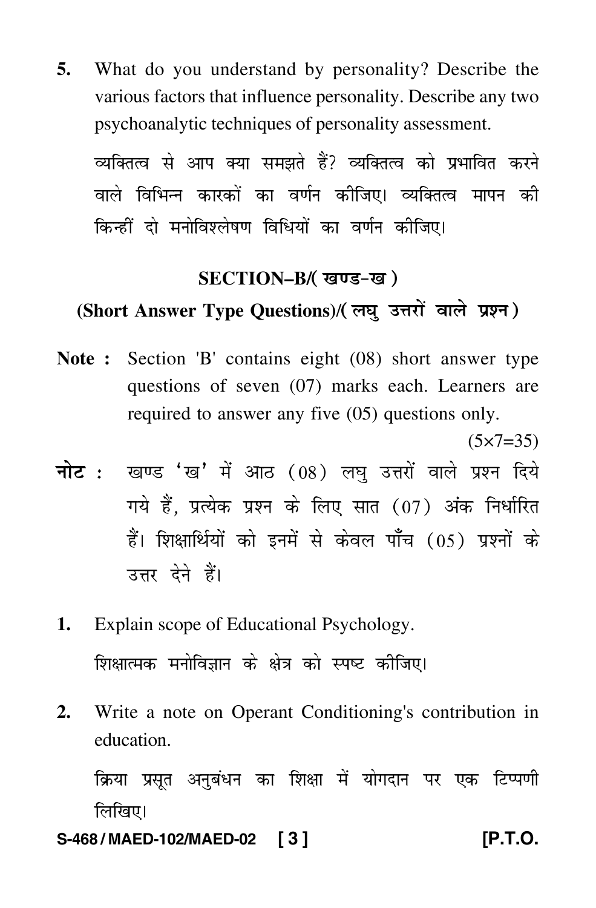**5.** What do you understand by personality? Describe the various factors that influence personality. Describe any two psychoanalytic techniques of personality assessment.

व्यक्तित्व से आप क्या समझते हैं? व्यक्तित्व को प्रभावित करने वाले विभिन्न कारकों का वर्णन कीजिए। व्यक्तित्व मापन की किन्हीं दो मनोविश्लेषण विधियों का वर्णन कीजिए।

## SECTION–B/( खण्ड–ख )

### (Short Answer Type Questions)/( लघु उत्तरों वाले प्रश्न )

**Note :** Section 'B' contains eight (08) short answer type questions of seven (07) marks each. Learners are required to answer any five (05) questions only.

(5×7=35)

**नोट :** खण्ड 'ख' में आठ (08) लघु उत्तरों वाले प्रश्न दिये गये हैं, प्रत्येक प्रश्न के लिए सात (07) अंक निर्धारित हैं। शिक्षार्थियों को इनमें से केवल पाँच (05) प्रश्नों के उत्तर देने हैं।

**1.** Explain scope of Educational Psychology.

शिक्षात्मक मनोविज्ञान के क्षेत्र को स्पष्ट कीजिए।

**2.** Write a note on Operant Conditioning's contribution in education.

क्रिया प्रसूत अनुबंधन का शिक्षा में योगदान पर एक टिप्पणी लिखिए।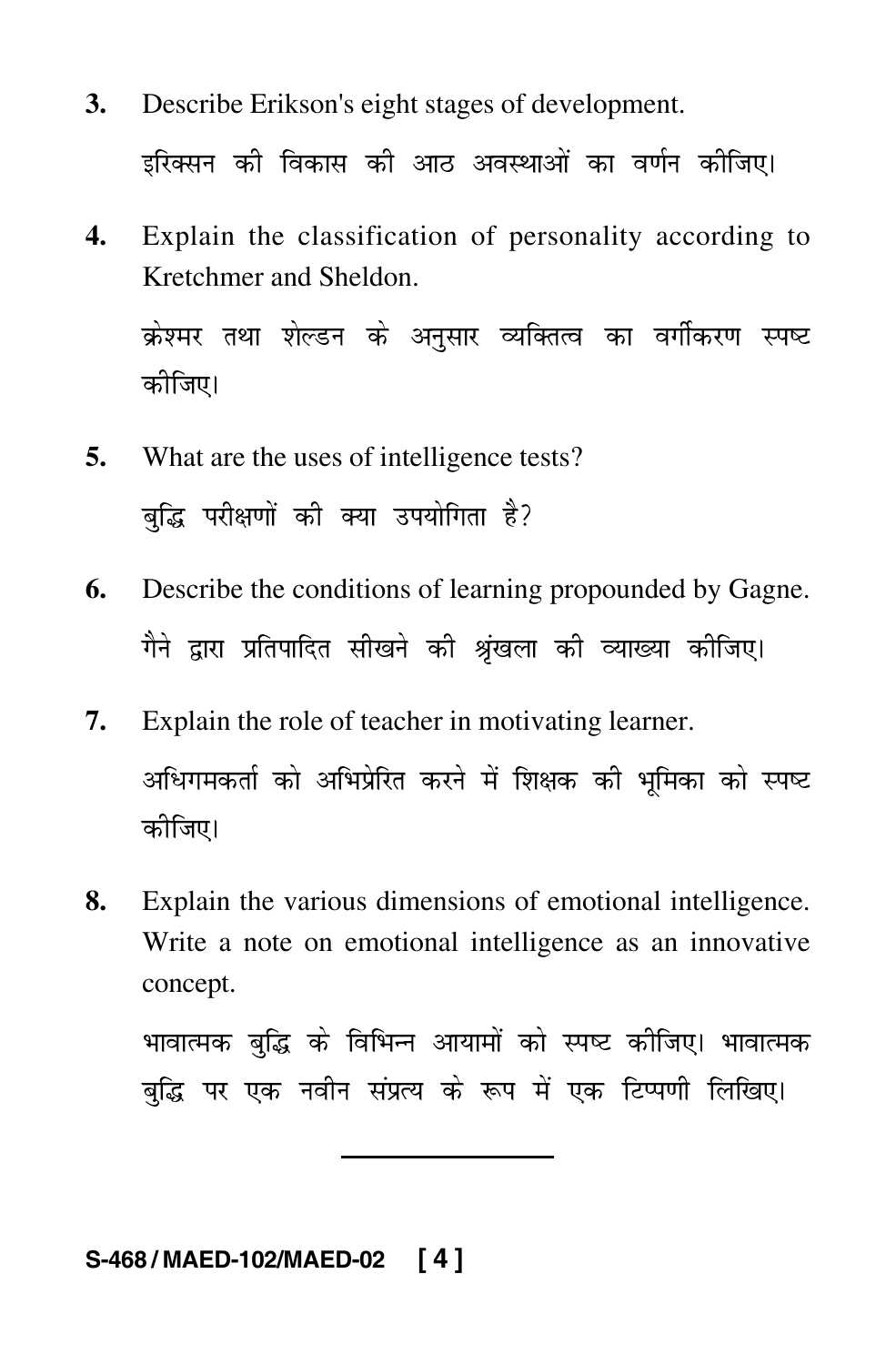3. Describe Erikson's eight stages of development.

   इरिक्सन की विकास की आठ अवस्थाओं का वर्णन कीजिए।

4. Explain the classification of personality according to Kretchmer and Sheldon.

   क्रेश्मर तथा शेल्डन के अनुसार व्यक्तित्व का वर्गीकरण स्पष्ट कीजिए।

5. What are the uses of intelligence tests?

   बुद्धि परीक्षणों की क्या उपयोगिता है?

6. Describe the conditions of learning propounded by Gagne.

   गैने द्वारा प्रतिपादित सीखने की श्रृंखला की व्याख्या कीजिए।

7. Explain the role of teacher in motivating learner.

   अधिगमकर्ता को अभिप्रेरित करने में शिक्षक की भूमिका को स्पष्ट कीजिए।

8. Explain the various dimensions of emotional intelligence. Write a note on emotional intelligence as an innovative concept.

   भावात्मक बुद्धि के विभिन्न आयामों को स्पष्ट कीजिए। भावात्मक बुद्धि पर एक नवीन संप्रत्य के रूप में एक टिप्पणी लिखिए।

---

S-468 / MAED-102/MAED-02